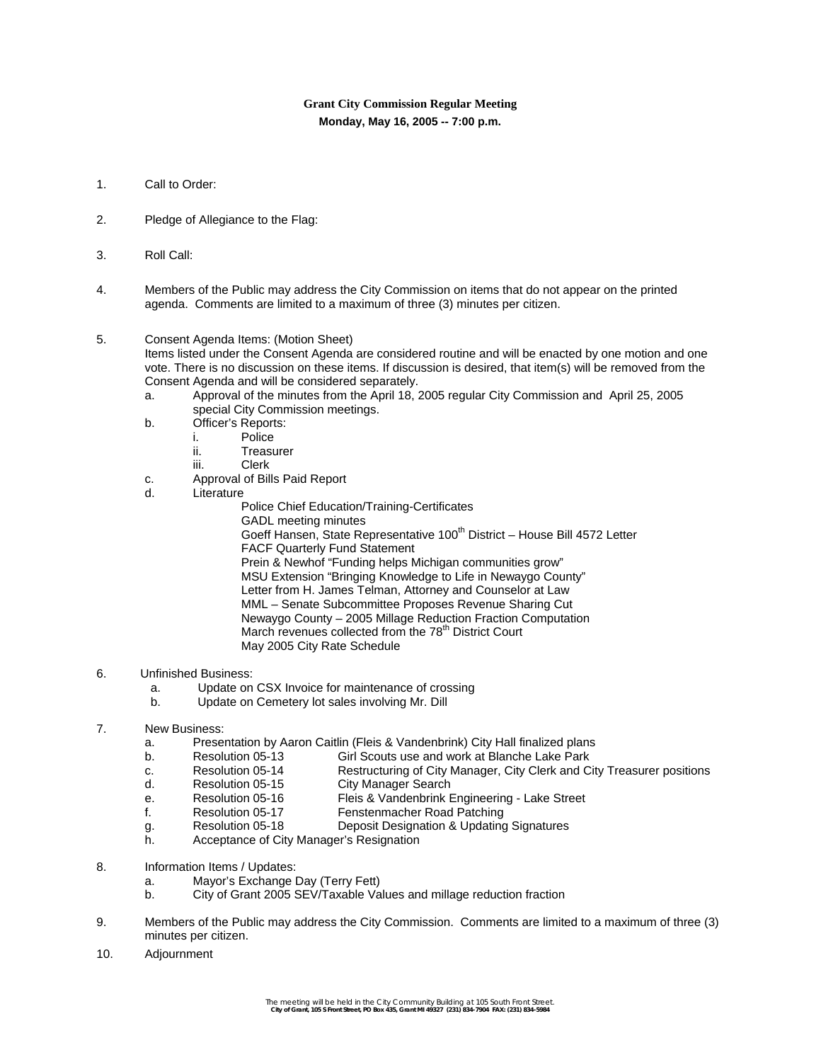**Grant City Commission Regular Meeting**

**Monday, May 16, 2005 -- 7:00 p.m.**

1. Call to Order:

2. Pledge of Allegiance to the Flag:

3. Roll Call:

4. Members of the Public may address the City Commission on items that do not appear on the printed agenda. Comments are limited to a maximum of three (3) minutes per citizen.

5. Consent Agenda Items: (Motion Sheet)
   Items listed under the Consent Agenda are considered routine and will be enacted by one motion and one vote. There is no discussion on these items. If discussion is desired, that item(s) will be removed from the Consent Agenda and will be considered separately.
   a. Approval of the minutes from the April 18, 2005 regular City Commission and April 25, 2005 special City Commission meetings.
   b. Officer's Reports:
      i. Police
      ii. Treasurer
      iii. Clerk
   c. Approval of Bills Paid Report
   d. Literature
      - Police Chief Education/Training-Certificates
      - GADL meeting minutes
      - Goeff Hansen, State Representative 100th District – House Bill 4572 Letter
      - FACF Quarterly Fund Statement
      - Prein & Newhof "Funding helps Michigan communities grow"
      - MSU Extension "Bringing Knowledge to Life in Newaygo County"
      - Letter from H. James Telman, Attorney and Counselor at Law
      - MML – Senate Subcommittee Proposes Revenue Sharing Cut
      - Newaygo County – 2005 Millage Reduction Fraction Computation
      - March revenues collected from the 78th District Court
      - May 2005 City Rate Schedule

6. Unfinished Business:
   a. Update on CSX Invoice for maintenance of crossing
   b. Update on Cemetery lot sales involving Mr. Dill

7. New Business:
   a. Presentation by Aaron Caitlin (Fleis & Vandenbrink) City Hall finalized plans
   b. Resolution 05-13 Girl Scouts use and work at Blanche Lake Park
   c. Resolution 05-14 Restructuring of City Manager, City Clerk and City Treasurer positions
   d. Resolution 05-15 City Manager Search
   e. Resolution 05-16 Fleis & Vandenbrink Engineering - Lake Street
   f. Resolution 05-17 Fenstenmacher Road Patching
   g. Resolution 05-18 Deposit Designation & Updating Signatures
   h. Acceptance of City Manager's Resignation

8. Information Items / Updates:
   a. Mayor's Exchange Day (Terry Fett)
   b. City of Grant 2005 SEV/Taxable Values and millage reduction fraction

9. Members of the Public may address the City Commission. Comments are limited to a maximum of three (3) minutes per citizen.

10. Adjournment

The meeting will be held in the City Community Building at 105 South Front Street.
City of Grant, 105 S Front Street, PO Box 435, Grant MI 49327 (231) 834-7904 FAX: (231) 834-5984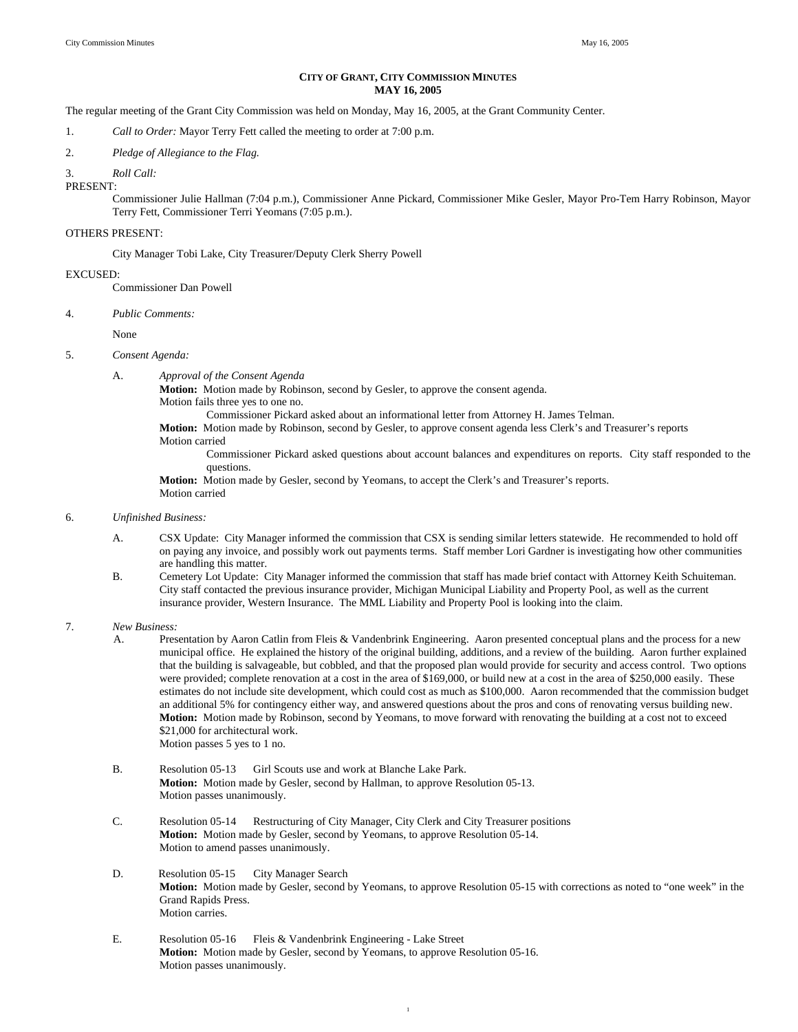# CITY OF GRANT, CITY COMMISSION MINUTES
## MAY 16, 2005

The regular meeting of the Grant City Commission was held on Monday, May 16, 2005, at the Grant Community Center.

1. *Call to Order:* Mayor Terry Fett called the meeting to order at 7:00 p.m.

2. *Pledge of Allegiance to the Flag.*

3. *Roll Call:*

PRESENT:

Commissioner Julie Hallman (7:04 p.m.), Commissioner Anne Pickard, Commissioner Mike Gesler, Mayor Pro-Tem Harry Robinson, Mayor Terry Fett, Commissioner Terri Yeomans (7:05 p.m.).

OTHERS PRESENT:

City Manager Tobi Lake, City Treasurer/Deputy Clerk Sherry Powell

EXCUSED:

Commissioner Dan Powell

4. *Public Comments:*

None

5. *Consent Agenda:*

A. *Approval of the Consent Agenda*
**Motion:** Motion made by Robinson, second by Gesler, to approve the consent agenda.
Motion fails three yes to one no.
Commissioner Pickard asked about an informational letter from Attorney H. James Telman.
**Motion:** Motion made by Robinson, second by Gesler, to approve consent agenda less Clerk's and Treasurer's reports
Motion carried
Commissioner Pickard asked questions about account balances and expenditures on reports. City staff responded to the questions.
**Motion:** Motion made by Gesler, second by Yeomans, to accept the Clerk's and Treasurer's reports.
Motion carried

6. *Unfinished Business:*

A. CSX Update: City Manager informed the commission that CSX is sending similar letters statewide. He recommended to hold off on paying any invoice, and possibly work out payments terms. Staff member Lori Gardner is investigating how other communities are handling this matter.

B. Cemetery Lot Update: City Manager informed the commission that staff has made brief contact with Attorney Keith Schuiteman. City staff contacted the previous insurance provider, Michigan Municipal Liability and Property Pool, as well as the current insurance provider, Western Insurance. The MML Liability and Property Pool is looking into the claim.

7. *New Business:*

A. Presentation by Aaron Catlin from Fleis & Vandenbrink Engineering. Aaron presented conceptual plans and the process for a new municipal office. He explained the history of the original building, additions, and a review of the building. Aaron further explained that the building is salvageable, but cobbled, and that the proposed plan would provide for security and access control. Two options were provided; complete renovation at a cost in the area of $169,000, or build new at a cost in the area of $250,000 easily. These estimates do not include site development, which could cost as much as $100,000. Aaron recommended that the commission budget an additional 5% for contingency either way, and answered questions about the pros and cons of renovating versus building new.
**Motion:** Motion made by Robinson, second by Yeomans, to move forward with renovating the building at a cost not to exceed $21,000 for architectural work.
Motion passes 5 yes to 1 no.

B. Resolution 05-13 Girl Scouts use and work at Blanche Lake Park.
**Motion:** Motion made by Gesler, second by Hallman, to approve Resolution 05-13.
Motion passes unanimously.

C. Resolution 05-14 Restructuring of City Manager, City Clerk and City Treasurer positions
**Motion:** Motion made by Gesler, second by Yeomans, to approve Resolution 05-14.
Motion to amend passes unanimously.

D. Resolution 05-15 City Manager Search
**Motion:** Motion made by Gesler, second by Yeomans, to approve Resolution 05-15 with corrections as noted to "one week" in the Grand Rapids Press.
Motion carries.

E. Resolution 05-16 Fleis & Vandenbrink Engineering - Lake Street
**Motion:** Motion made by Gesler, second by Yeomans, to approve Resolution 05-16.
Motion passes unanimously.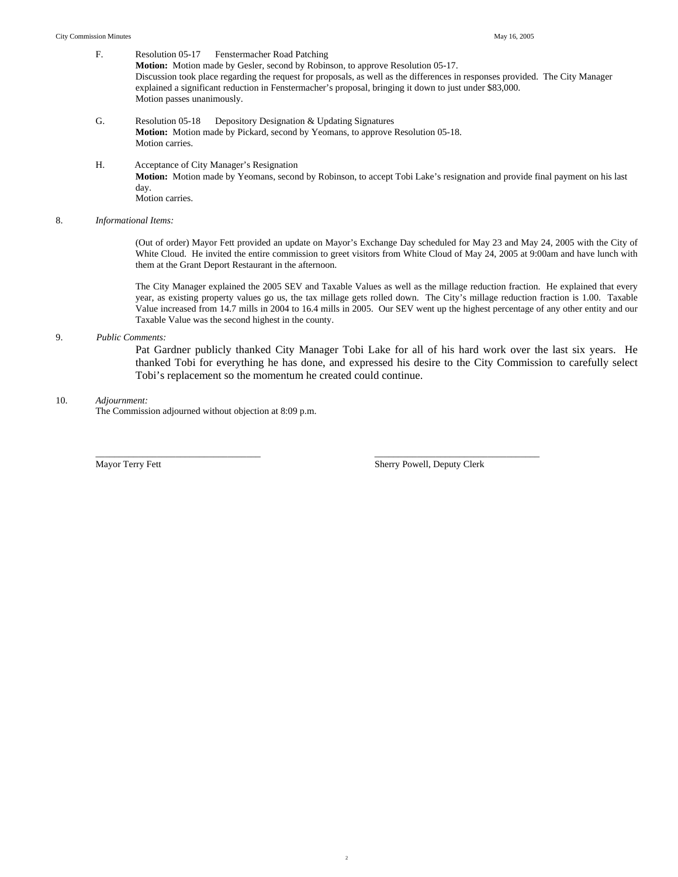F. Resolution 05-17 Fenstermacher Road Patching
**Motion:** Motion made by Gesler, second by Robinson, to approve Resolution 05-17.
Discussion took place regarding the request for proposals, as well as the differences in responses provided. The City Manager explained a significant reduction in Fenstermacher's proposal, bringing it down to just under $83,000.
Motion passes unanimously.

G. Resolution 05-18 Depository Designation & Updating Signatures
**Motion:** Motion made by Pickard, second by Yeomans, to approve Resolution 05-18.
Motion carries.

H. Acceptance of City Manager's Resignation
**Motion:** Motion made by Yeomans, second by Robinson, to accept Tobi Lake's resignation and provide final payment on his last day.
Motion carries.

8. *Informational Items:*

(Out of order) Mayor Fett provided an update on Mayor's Exchange Day scheduled for May 23 and May 24, 2005 with the City of White Cloud. He invited the entire commission to greet visitors from White Cloud of May 24, 2005 at 9:00am and have lunch with them at the Grant Deport Restaurant in the afternoon.

The City Manager explained the 2005 SEV and Taxable Values as well as the millage reduction fraction. He explained that every year, as existing property values go us, the tax millage gets rolled down. The City's millage reduction fraction is 1.00. Taxable Value increased from 14.7 mills in 2004 to 16.4 mills in 2005. Our SEV went up the highest percentage of any other entity and our Taxable Value was the second highest in the county.

9. *Public Comments:*

Pat Gardner publicly thanked City Manager Tobi Lake for all of his hard work over the last six years. He thanked Tobi for everything he has done, and expressed his desire to the City Commission to carefully select Tobi's replacement so the momentum he created could continue.

10. *Adjournment:*
The Commission adjourned without objection at 8:09 p.m.

\_\_\_\_\_\_\_\_\_\_\_\_\_\_\_\_\_\_\_\_\_\_\_\_\_\_\_\_\_\_\_\_\_\_
Mayor Terry Fett

\_\_\_\_\_\_\_\_\_\_\_\_\_\_\_\_\_\_\_\_\_\_\_\_\_\_\_\_\_\_\_\_\_\_
Sherry Powell, Deputy Clerk